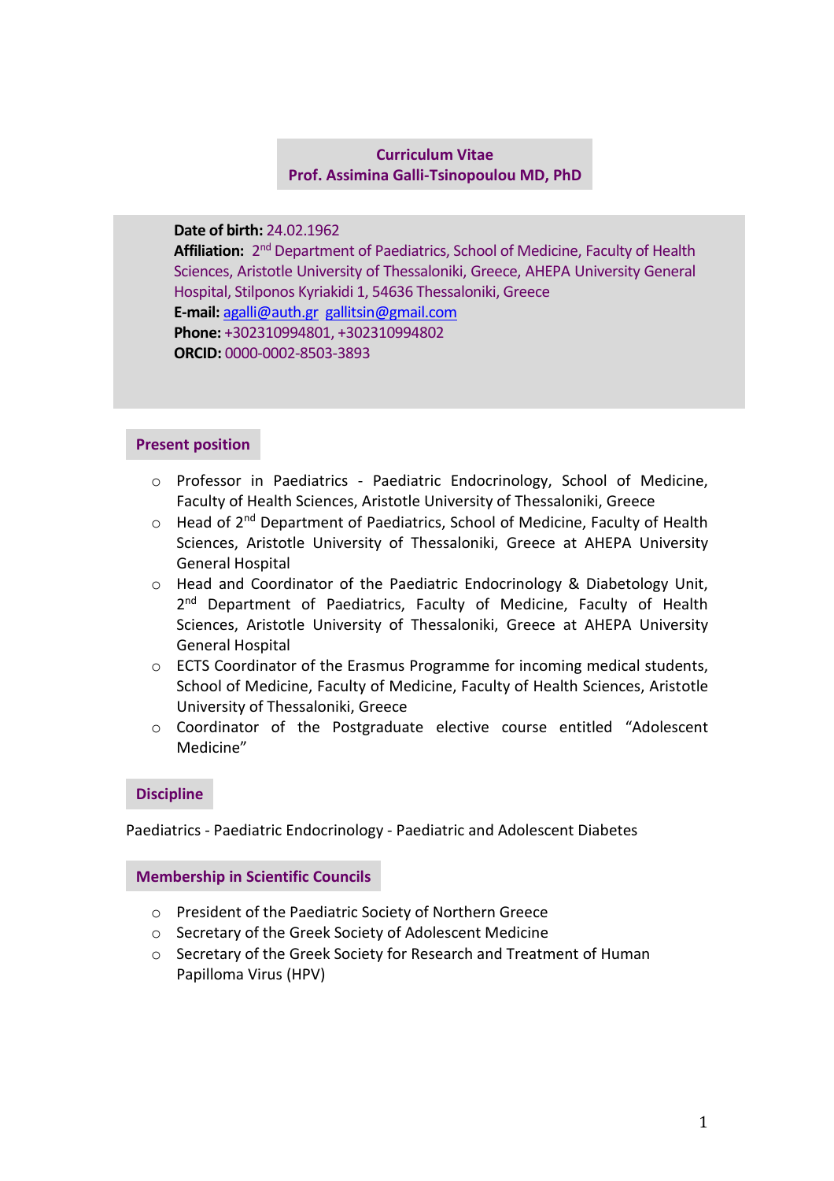# Curriculum Vitae
# Prof. Assimina Galli-Tsinopoulou MD, PhD

**Date of birth:** 24.02.1962
**Affiliation:** 2nd Department of Paediatrics, School of Medicine, Faculty of Health Sciences, Aristotle University of Thessaloniki, Greece, AHEPA University General Hospital, Stilponos Kyriakidi 1, 54636 Thessaloniki, Greece
**E-mail:** agalli@auth.gr gallitsin@gmail.com
**Phone:** +302310994801, +302310994802
**ORCID:** 0000-0002-8503-3893

## Present position

- Professor in Paediatrics - Paediatric Endocrinology, School of Medicine, Faculty of Health Sciences, Aristotle University of Thessaloniki, Greece
- Head of 2nd Department of Paediatrics, School of Medicine, Faculty of Health Sciences, Aristotle University of Thessaloniki, Greece at AHEPA University General Hospital
- Head and Coordinator of the Paediatric Endocrinology & Diabetology Unit, 2nd Department of Paediatrics, Faculty of Medicine, Faculty of Health Sciences, Aristotle University of Thessaloniki, Greece at AHEPA University General Hospital
- ECTS Coordinator of the Erasmus Programme for incoming medical students, School of Medicine, Faculty of Medicine, Faculty of Health Sciences, Aristotle University of Thessaloniki, Greece
- Coordinator of the Postgraduate elective course entitled "Adolescent Medicine"

## Discipline

Paediatrics - Paediatric Endocrinology - Paediatric and Adolescent Diabetes

## Membership in Scientific Councils

- President of the Paediatric Society of Northern Greece
- Secretary of the Greek Society of Adolescent Medicine
- Secretary of the Greek Society for Research and Treatment of Human Papilloma Virus (HPV)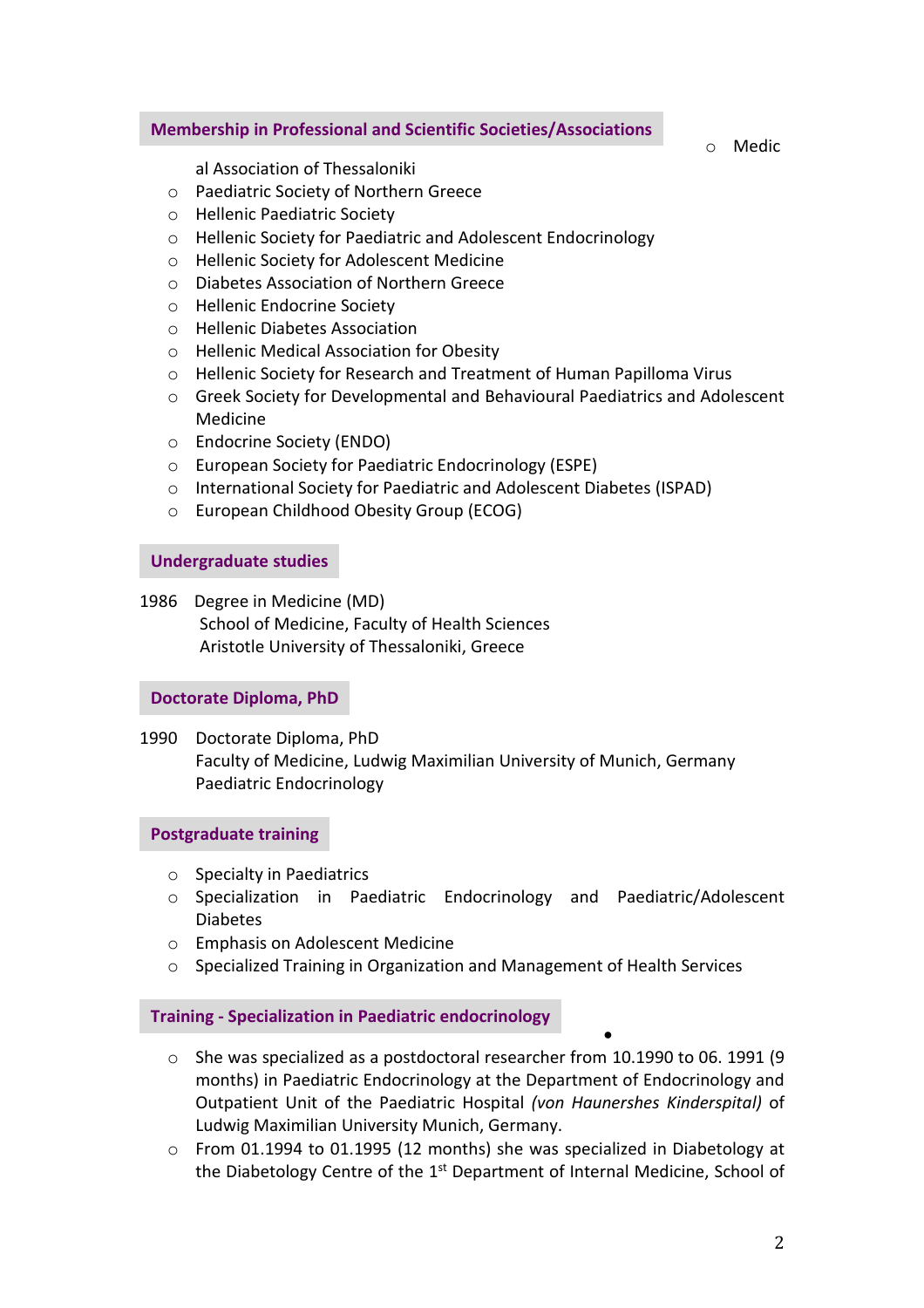## Membership in Professional and Scientific Societies/Associations

- Medical Association of Thessaloniki
- Paediatric Society of Northern Greece
- Hellenic Paediatric Society
- Hellenic Society for Paediatric and Adolescent Endocrinology
- Hellenic Society for Adolescent Medicine
- Diabetes Association of Northern Greece
- Hellenic Endocrine Society
- Hellenic Diabetes Association
- Hellenic Medical Association for Obesity
- Hellenic Society for Research and Treatment of Human Papilloma Virus
- Greek Society for Developmental and Behavioural Paediatrics and Adolescent Medicine
- Endocrine Society (ENDO)
- European Society for Paediatric Endocrinology (ESPE)
- International Society for Paediatric and Adolescent Diabetes (ISPAD)
- European Childhood Obesity Group (ECOG)

## Undergraduate studies

1986 Degree in Medicine (MD)
School of Medicine, Faculty of Health Sciences
Aristotle University of Thessaloniki, Greece

## Doctorate Diploma, PhD

1990 Doctorate Diploma, PhD
Faculty of Medicine, Ludwig Maximilian University of Munich, Germany
Paediatric Endocrinology

## Postgraduate training

- Specialty in Paediatrics
- Specialization in Paediatric Endocrinology and Paediatric/Adolescent Diabetes
- Emphasis on Adolescent Medicine
- Specialized Training in Organization and Management of Health Services

## Training - Specialization in Paediatric endocrinology

- She was specialized as a postdoctoral researcher from 10.1990 to 06. 1991 (9 months) in Paediatric Endocrinology at the Department of Endocrinology and Outpatient Unit of the Paediatric Hospital *(von Haunershes Kinderspital)* of Ludwig Maximilian University Munich, Germany.
- From 01.1994 to 01.1995 (12 months) she was specialized in Diabetology at the Diabetology Centre of the 1st Department of Internal Medicine, School of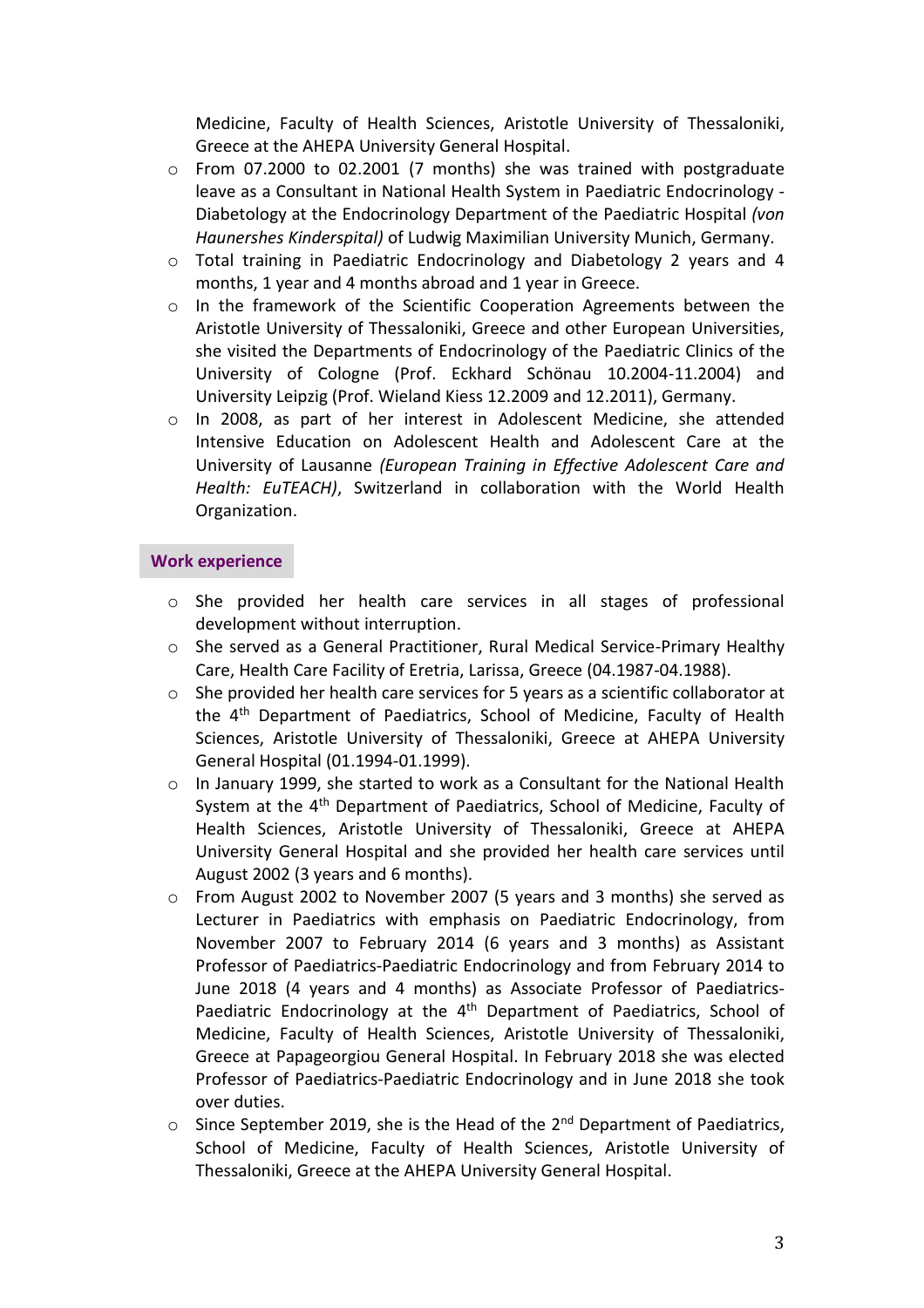Medicine, Faculty of Health Sciences, Aristotle University of Thessaloniki, Greece at the AHEPA University General Hospital.

- From 07.2000 to 02.2001 (7 months) she was trained with postgraduate leave as a Consultant in National Health System in Paediatric Endocrinology - Diabetology at the Endocrinology Department of the Paediatric Hospital *(von Haunershes Kinderspital)* of Ludwig Maximilian University Munich, Germany.
- Total training in Paediatric Endocrinology and Diabetology 2 years and 4 months, 1 year and 4 months abroad and 1 year in Greece.
- In the framework of the Scientific Cooperation Agreements between the Aristotle University of Thessaloniki, Greece and other European Universities, she visited the Departments of Endocrinology of the Paediatric Clinics of the University of Cologne (Prof. Eckhard Schönau 10.2004-11.2004) and University Leipzig (Prof. Wieland Kiess 12.2009 and 12.2011), Germany.
- In 2008, as part of her interest in Adolescent Medicine, she attended Intensive Education on Adolescent Health and Adolescent Care at the University of Lausanne *(European Training in Effective Adolescent Care and Health: EuTEACH)*, Switzerland in collaboration with the World Health Organization.

## Work experience

- She provided her health care services in all stages of professional development without interruption.
- She served as a General Practitioner, Rural Medical Service-Primary Healthy Care, Health Care Facility of Eretria, Larissa, Greece (04.1987-04.1988).
- She provided her health care services for 5 years as a scientific collaborator at the 4th Department of Paediatrics, School of Medicine, Faculty of Health Sciences, Aristotle University of Thessaloniki, Greece at AHEPA University General Hospital (01.1994-01.1999).
- In January 1999, she started to work as a Consultant for the National Health System at the 4th Department of Paediatrics, School of Medicine, Faculty of Health Sciences, Aristotle University of Thessaloniki, Greece at AHEPA University General Hospital and she provided her health care services until August 2002 (3 years and 6 months).
- From August 2002 to November 2007 (5 years and 3 months) she served as Lecturer in Paediatrics with emphasis on Paediatric Endocrinology, from November 2007 to February 2014 (6 years and 3 months) as Assistant Professor of Paediatrics-Paediatric Endocrinology and from February 2014 to June 2018 (4 years and 4 months) as Associate Professor of Paediatrics-Paediatric Endocrinology at the 4th Department of Paediatrics, School of Medicine, Faculty of Health Sciences, Aristotle University of Thessaloniki, Greece at Papageorgiou General Hospital. In February 2018 she was elected Professor of Paediatrics-Paediatric Endocrinology and in June 2018 she took over duties.
- Since September 2019, she is the Head of the 2nd Department of Paediatrics, School of Medicine, Faculty of Health Sciences, Aristotle University of Thessaloniki, Greece at the AHEPA University General Hospital.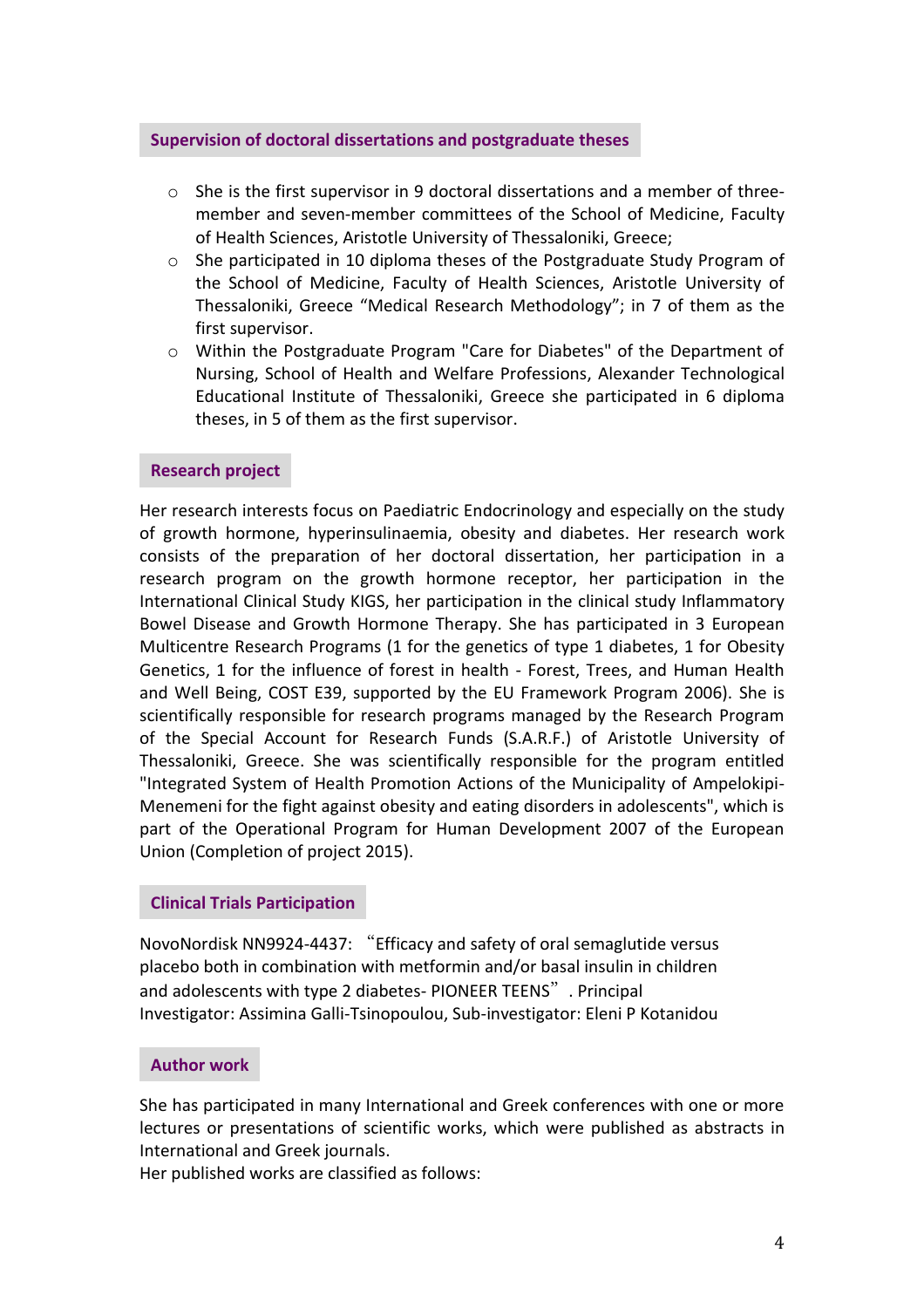## Supervision of doctoral dissertations and postgraduate theses

- She is the first supervisor in 9 doctoral dissertations and a member of three-member and seven-member committees of the School of Medicine, Faculty of Health Sciences, Aristotle University of Thessaloniki, Greece;
- She participated in 10 diploma theses of the Postgraduate Study Program of the School of Medicine, Faculty of Health Sciences, Aristotle University of Thessaloniki, Greece “Medical Research Methodology”; in 7 of them as the first supervisor.
- Within the Postgraduate Program "Care for Diabetes" of the Department of Nursing, School of Health and Welfare Professions, Alexander Technological Educational Institute of Thessaloniki, Greece she participated in 6 diploma theses, in 5 of them as the first supervisor.

## Research project

Her research interests focus on Paediatric Endocrinology and especially on the study of growth hormone, hyperinsulinaemia, obesity and diabetes. Her research work consists of the preparation of her doctoral dissertation, her participation in a research program on the growth hormone receptor, her participation in the International Clinical Study KIGS, her participation in the clinical study Inflammatory Bowel Disease and Growth Hormone Therapy. She has participated in 3 European Multicentre Research Programs (1 for the genetics of type 1 diabetes, 1 for Obesity Genetics, 1 for the influence of forest in health - Forest, Trees, and Human Health and Well Being, COST E39, supported by the EU Framework Program 2006). She is scientifically responsible for research programs managed by the Research Program of the Special Account for Research Funds (S.A.R.F.) of Aristotle University of Thessaloniki, Greece. She was scientifically responsible for the program entitled "Integrated System of Health Promotion Actions of the Municipality of Ampelokipi-Menemeni for the fight against obesity and eating disorders in adolescents", which is part of the Operational Program for Human Development 2007 of the European Union (Completion of project 2015).

## Clinical Trials Participation

NovoNordisk NN9924-4437: “Efficacy and safety of oral semaglutide versus placebo both in combination with metformin and/or basal insulin in children and adolescents with type 2 diabetes- PIONEER TEENS”. Principal Investigator: Assimina Galli-Tsinopoulou, Sub-investigator: Eleni P Kotanidou

## Author work

She has participated in many International and Greek conferences with one or more lectures or presentations of scientific works, which were published as abstracts in International and Greek journals.
Her published works are classified as follows: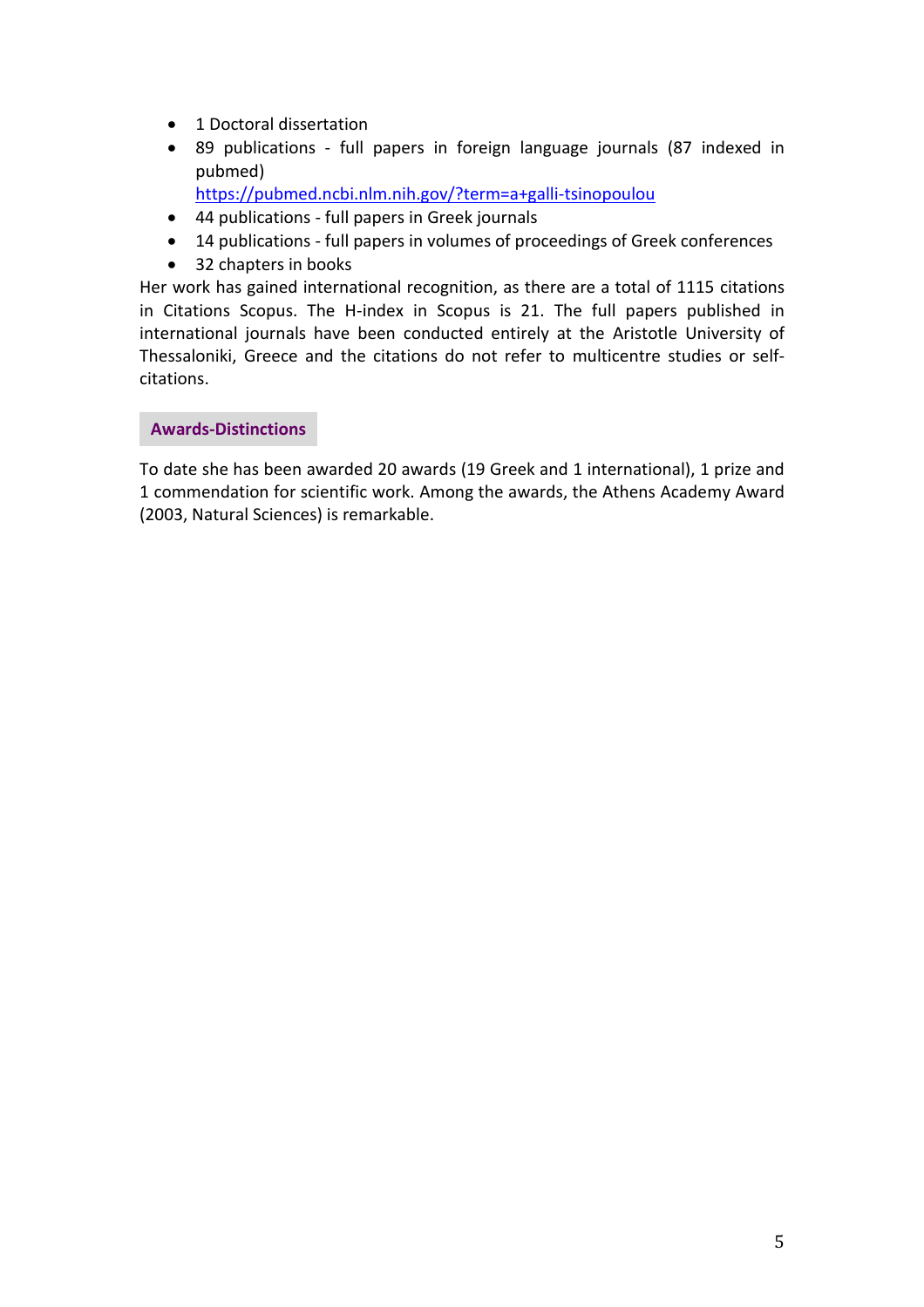- 1 Doctoral dissertation
- 89 publications - full papers in foreign language journals (87 indexed in pubmed)  
  https://pubmed.ncbi.nlm.nih.gov/?term=a+galli-tsinopoulou
- 44 publications - full papers in Greek journals
- 14 publications - full papers in volumes of proceedings of Greek conferences
- 32 chapters in books

Her work has gained international recognition, as there are a total of 1115 citations in Citations Scopus. The H-index in Scopus is 21. The full papers published in international journals have been conducted entirely at the Aristotle University of Thessaloniki, Greece and the citations do not refer to multicentre studies or self-citations.

## Awards-Distinctions

To date she has been awarded 20 awards (19 Greek and 1 international), 1 prize and 1 commendation for scientific work. Among the awards, the Athens Academy Award (2003, Natural Sciences) is remarkable.